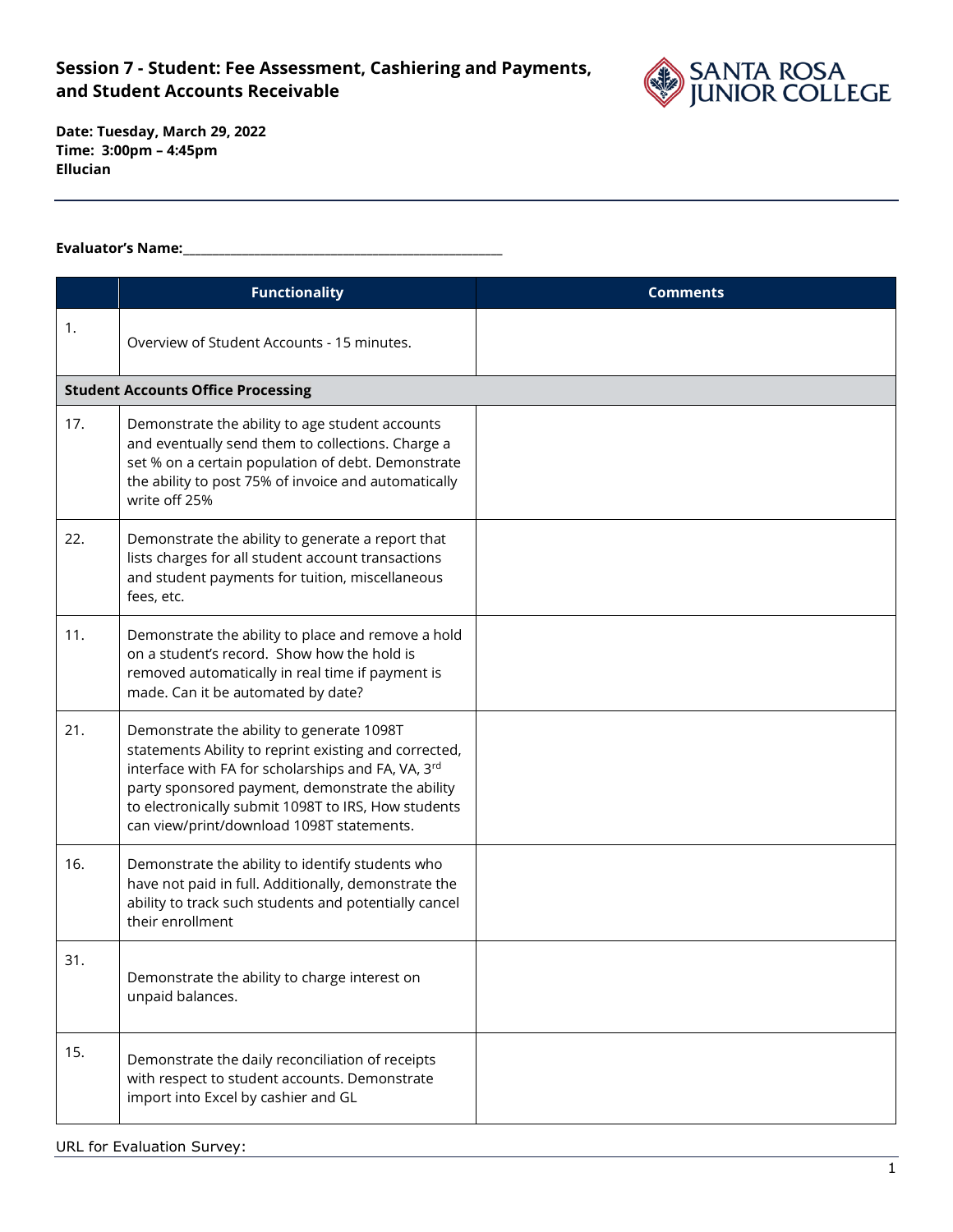# Session 7 - Student: Fee Assessment, Cashiering and Payments, and Student Accounts Receivable

**Date: Tuesday, March 29, 2022**
**Time: 3:00pm – 4:45pm**
**Ellucian**

**Evaluator's Name:**\_\_\_\_\_\_\_\_\_\_\_\_\_\_\_\_\_\_\_\_\_\_\_\_\_\_\_\_\_\_\_\_\_\_\_\_\_\_\_\_\_\_\_\_\_\_\_\_

| | Functionality | Comments |
|---|---|---|
| 1. | Overview of Student Accounts - 15 minutes. | |
| **Student Accounts Office Processing** | | |
| 17. | Demonstrate the ability to age student accounts and eventually send them to collections. Charge a set % on a certain population of debt. Demonstrate the ability to post 75% of invoice and automatically write off 25% | |
| 22. | Demonstrate the ability to generate a report that lists charges for all student account transactions and student payments for tuition, miscellaneous fees, etc. | |
| 11. | Demonstrate the ability to place and remove a hold on a student's record. Show how the hold is removed automatically in real time if payment is made. Can it be automated by date? | |
| 21. | Demonstrate the ability to generate 1098T statements Ability to reprint existing and corrected, interface with FA for scholarships and FA, VA, 3rd party sponsored payment, demonstrate the ability to electronically submit 1098T to IRS, How students can view/print/download 1098T statements. | |
| 16. | Demonstrate the ability to identify students who have not paid in full. Additionally, demonstrate the ability to track such students and potentially cancel their enrollment | |
| 31. | Demonstrate the ability to charge interest on unpaid balances. | |
| 15. | Demonstrate the daily reconciliation of receipts with respect to student accounts. Demonstrate import into Excel by cashier and GL | |

URL for Evaluation Survey: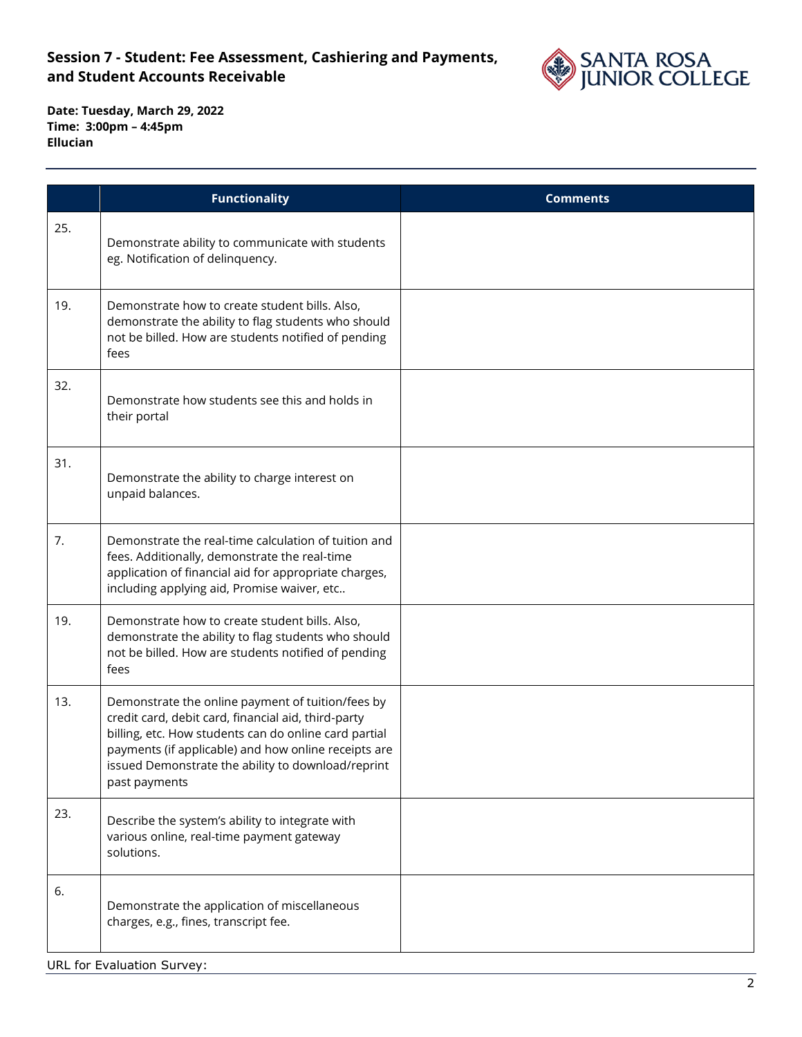## Session 7 - Student: Fee Assessment, Cashiering and Payments, and Student Accounts Receivable

**Date: Tuesday, March 29, 2022**
**Time: 3:00pm – 4:45pm**
**Ellucian**

| | Functionality | Comments |
|---|---|---|
| 25. | Demonstrate ability to communicate with students eg. Notification of delinquency. | |
| 19. | Demonstrate how to create student bills. Also, demonstrate the ability to flag students who should not be billed. How are students notified of pending fees | |
| 32. | Demonstrate how students see this and holds in their portal | |
| 31. | Demonstrate the ability to charge interest on unpaid balances. | |
| 7. | Demonstrate the real-time calculation of tuition and fees. Additionally, demonstrate the real-time application of financial aid for appropriate charges, including applying aid, Promise waiver, etc.. | |
| 19. | Demonstrate how to create student bills. Also, demonstrate the ability to flag students who should not be billed. How are students notified of pending fees | |
| 13. | Demonstrate the online payment of tuition/fees by credit card, debit card, financial aid, third-party billing, etc. How students can do online card partial payments (if applicable) and how online receipts are issued Demonstrate the ability to download/reprint past payments | |
| 23. | Describe the system's ability to integrate with various online, real-time payment gateway solutions. | |
| 6. | Demonstrate the application of miscellaneous charges, e.g., fines, transcript fee. | |

URL for Evaluation Survey: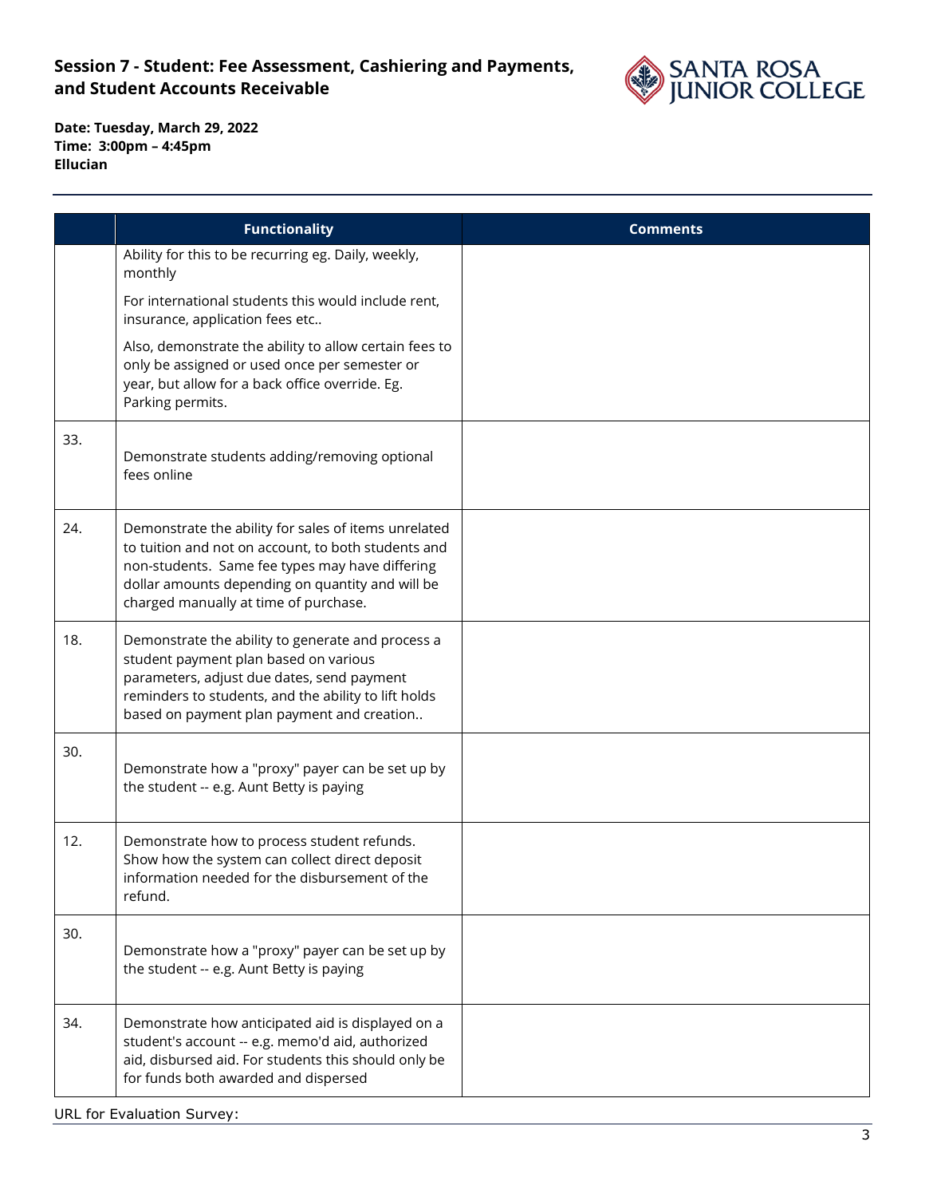**Session 7 - Student: Fee Assessment, Cashiering and Payments, and Student Accounts Receivable**

**Date: Tuesday, March 29, 2022**
**Time: 3:00pm – 4:45pm**
**Ellucian**

| | Functionality | Comments |
|---|---|---|
| | Ability for this to be recurring eg. Daily, weekly, monthly<br><br>For international students this would include rent, insurance, application fees etc..<br><br>Also, demonstrate the ability to allow certain fees to only be assigned or used once per semester or year, but allow for a back office override. Eg. Parking permits. | |
| 33. | Demonstrate students adding/removing optional fees online | |
| 24. | Demonstrate the ability for sales of items unrelated to tuition and not on account, to both students and non-students. Same fee types may have differing dollar amounts depending on quantity and will be charged manually at time of purchase. | |
| 18. | Demonstrate the ability to generate and process a student payment plan based on various parameters, adjust due dates, send payment reminders to students, and the ability to lift holds based on payment plan payment and creation.. | |
| 30. | Demonstrate how a "proxy" payer can be set up by the student -- e.g. Aunt Betty is paying | |
| 12. | Demonstrate how to process student refunds. Show how the system can collect direct deposit information needed for the disbursement of the refund. | |
| 30. | Demonstrate how a "proxy" payer can be set up by the student -- e.g. Aunt Betty is paying | |
| 34. | Demonstrate how anticipated aid is displayed on a student's account -- e.g. memo'd aid, authorized aid, disbursed aid. For students this should only be for funds both awarded and dispersed | |

URL for Evaluation Survey: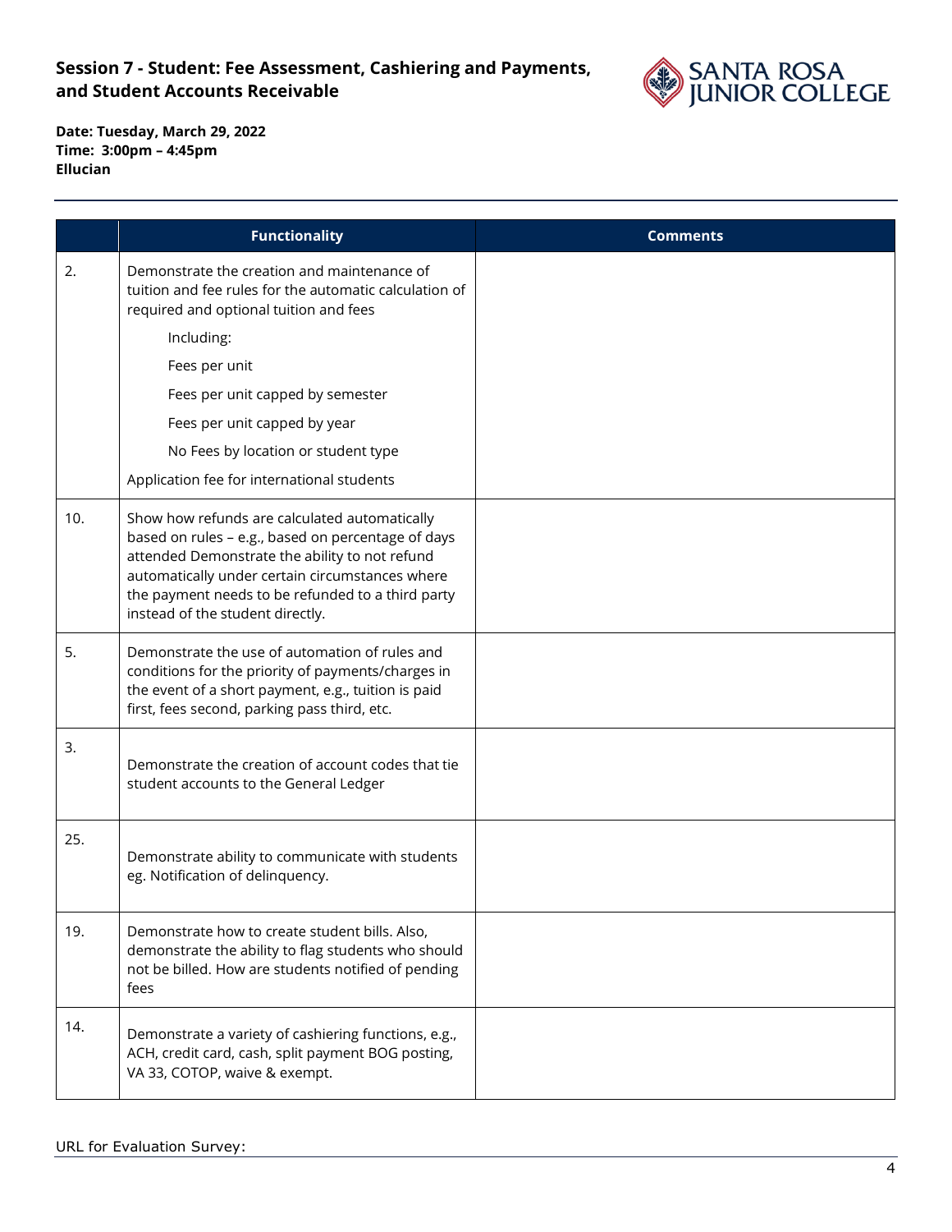**Session 7 - Student: Fee Assessment, Cashiering and Payments, and Student Accounts Receivable**

**Date: Tuesday, March 29, 2022**
**Time: 3:00pm – 4:45pm**
**Ellucian**

| | Functionality | Comments |
|---|---|---|
| 2. | Demonstrate the creation and maintenance of tuition and fee rules for the automatic calculation of required and optional tuition and fees<br>Including:<br>Fees per unit<br>Fees per unit capped by semester<br>Fees per unit capped by year<br>No Fees by location or student type<br>Application fee for international students | |
| 10. | Show how refunds are calculated automatically based on rules – e.g., based on percentage of days attended Demonstrate the ability to not refund automatically under certain circumstances where the payment needs to be refunded to a third party instead of the student directly. | |
| 5. | Demonstrate the use of automation of rules and conditions for the priority of payments/charges in the event of a short payment, e.g., tuition is paid first, fees second, parking pass third, etc. | |
| 3. | Demonstrate the creation of account codes that tie student accounts to the General Ledger | |
| 25. | Demonstrate ability to communicate with students eg. Notification of delinquency. | |
| 19. | Demonstrate how to create student bills. Also, demonstrate the ability to flag students who should not be billed. How are students notified of pending fees | |
| 14. | Demonstrate a variety of cashiering functions, e.g., ACH, credit card, cash, split payment BOG posting, VA 33, COTOP, waive & exempt. | |

URL for Evaluation Survey: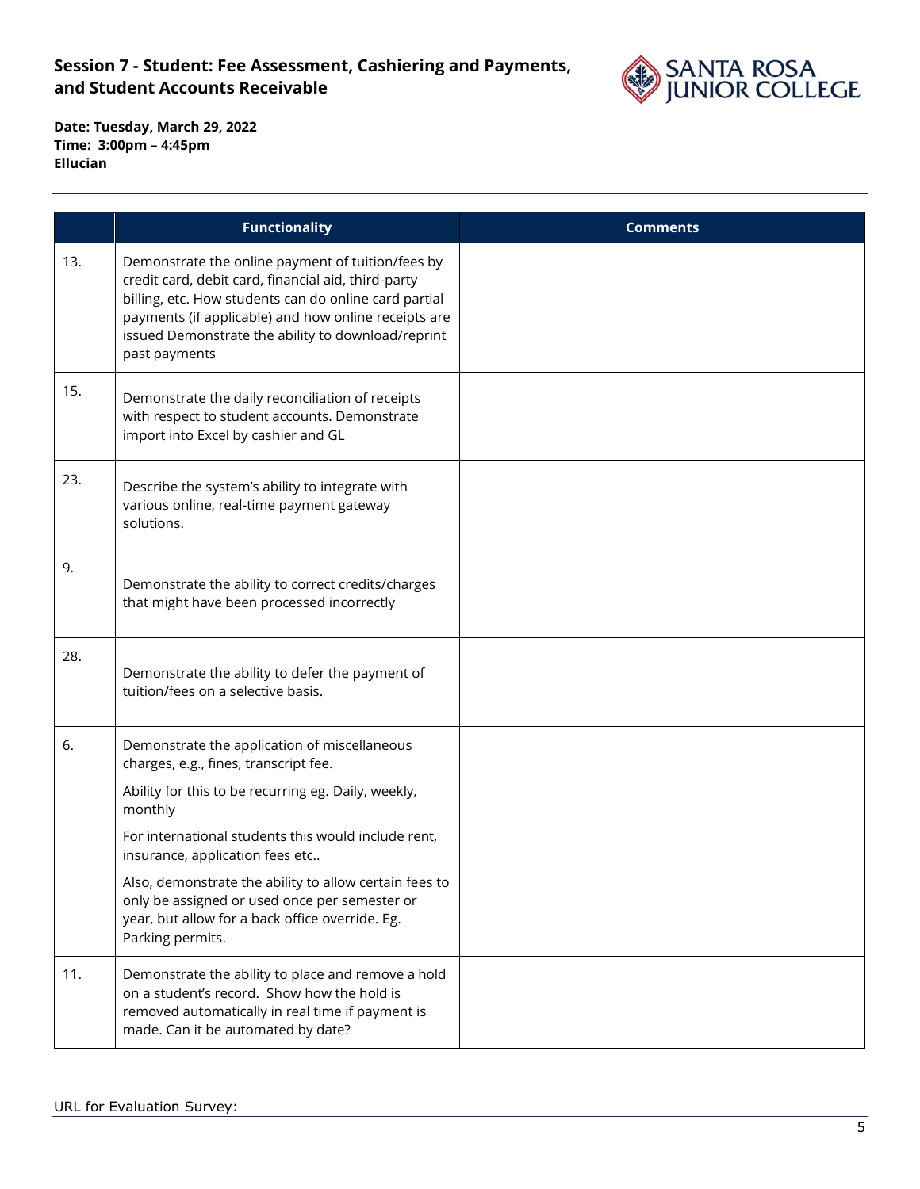**Session 7 - Student: Fee Assessment, Cashiering and Payments, and Student Accounts Receivable**

**Date: Tuesday, March 29, 2022**
**Time: 3:00pm – 4:45pm**
**Ellucian**

| | Functionality | Comments |
|---|---|---|
| 13. | Demonstrate the online payment of tuition/fees by credit card, debit card, financial aid, third-party billing, etc. How students can do online card partial payments (if applicable) and how online receipts are issued Demonstrate the ability to download/reprint past payments | |
| 15. | Demonstrate the daily reconciliation of receipts with respect to student accounts. Demonstrate import into Excel by cashier and GL | |
| 23. | Describe the system's ability to integrate with various online, real-time payment gateway solutions. | |
| 9. | Demonstrate the ability to correct credits/charges that might have been processed incorrectly | |
| 28. | Demonstrate the ability to defer the payment of tuition/fees on a selective basis. | |
| 6. | Demonstrate the application of miscellaneous charges, e.g., fines, transcript fee. Ability for this to be recurring eg. Daily, weekly, monthly For international students this would include rent, insurance, application fees etc.. Also, demonstrate the ability to allow certain fees to only be assigned or used once per semester or year, but allow for a back office override. Eg. Parking permits. | |
| 11. | Demonstrate the ability to place and remove a hold on a student's record. Show how the hold is removed automatically in real time if payment is made. Can it be automated by date? | |

URL for Evaluation Survey: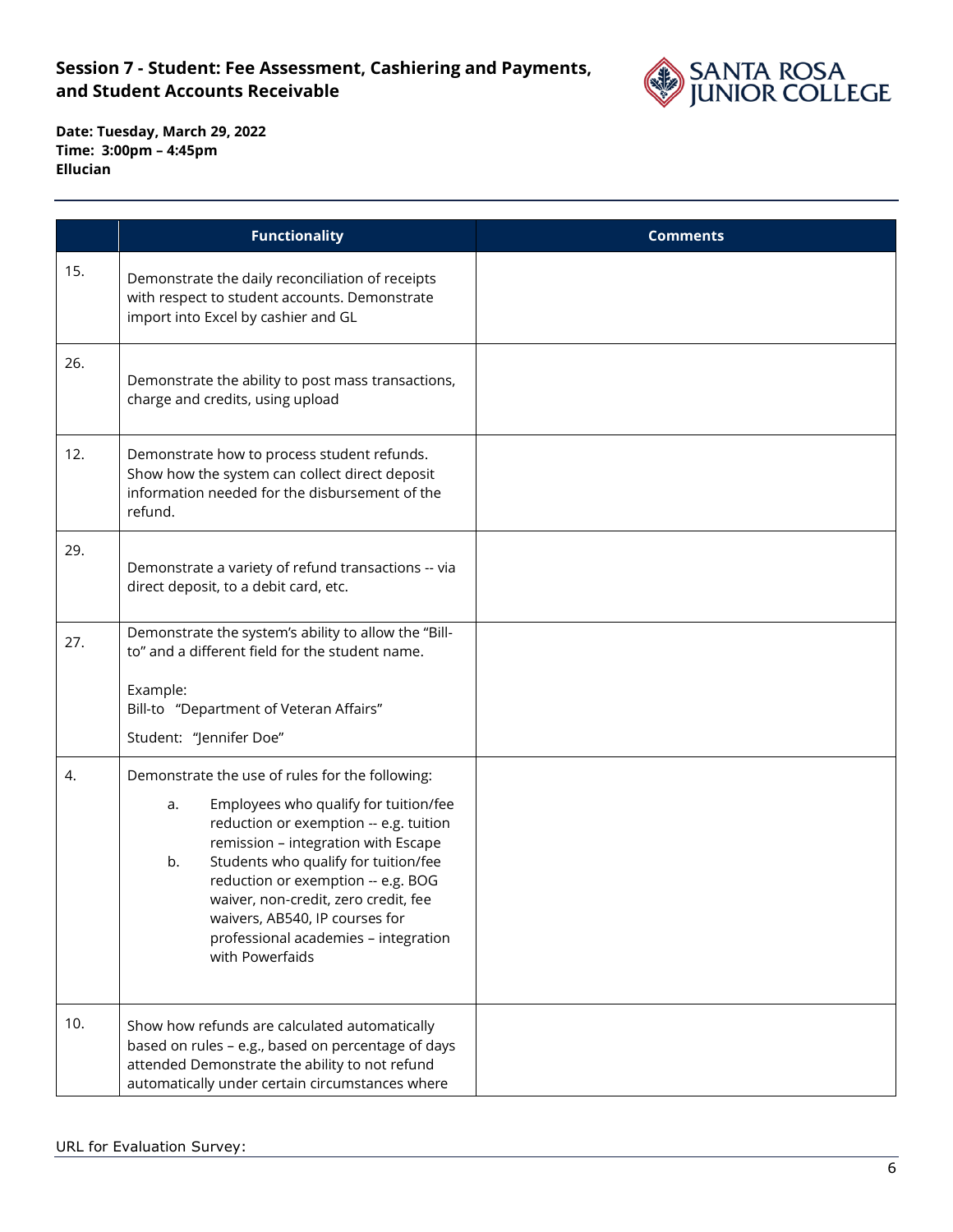**Session 7 - Student: Fee Assessment, Cashiering and Payments, and Student Accounts Receivable**

**Date: Tuesday, March 29, 2022**
**Time: 3:00pm – 4:45pm**
**Ellucian**

| | Functionality | Comments |
|---|---|---|
| 15. | Demonstrate the daily reconciliation of receipts with respect to student accounts. Demonstrate import into Excel by cashier and GL | |
| 26. | Demonstrate the ability to post mass transactions, charge and credits, using upload | |
| 12. | Demonstrate how to process student refunds. Show how the system can collect direct deposit information needed for the disbursement of the refund. | |
| 29. | Demonstrate a variety of refund transactions -- via direct deposit, to a debit card, etc. | |
| 27. | Demonstrate the system's ability to allow the "Bill-to" and a different field for the student name.<br><br>Example:<br>Bill-to "Department of Veteran Affairs"<br>Student: "Jennifer Doe" | |
| 4. | Demonstrate the use of rules for the following:<br>a. Employees who qualify for tuition/fee reduction or exemption -- e.g. tuition remission – integration with Escape<br>b. Students who qualify for tuition/fee reduction or exemption -- e.g. BOG waiver, non-credit, zero credit, fee waivers, AB540, IP courses for professional academies – integration with Powerfaids | |
| 10. | Show how refunds are calculated automatically based on rules – e.g., based on percentage of days attended Demonstrate the ability to not refund automatically under certain circumstances where | |

URL for Evaluation Survey: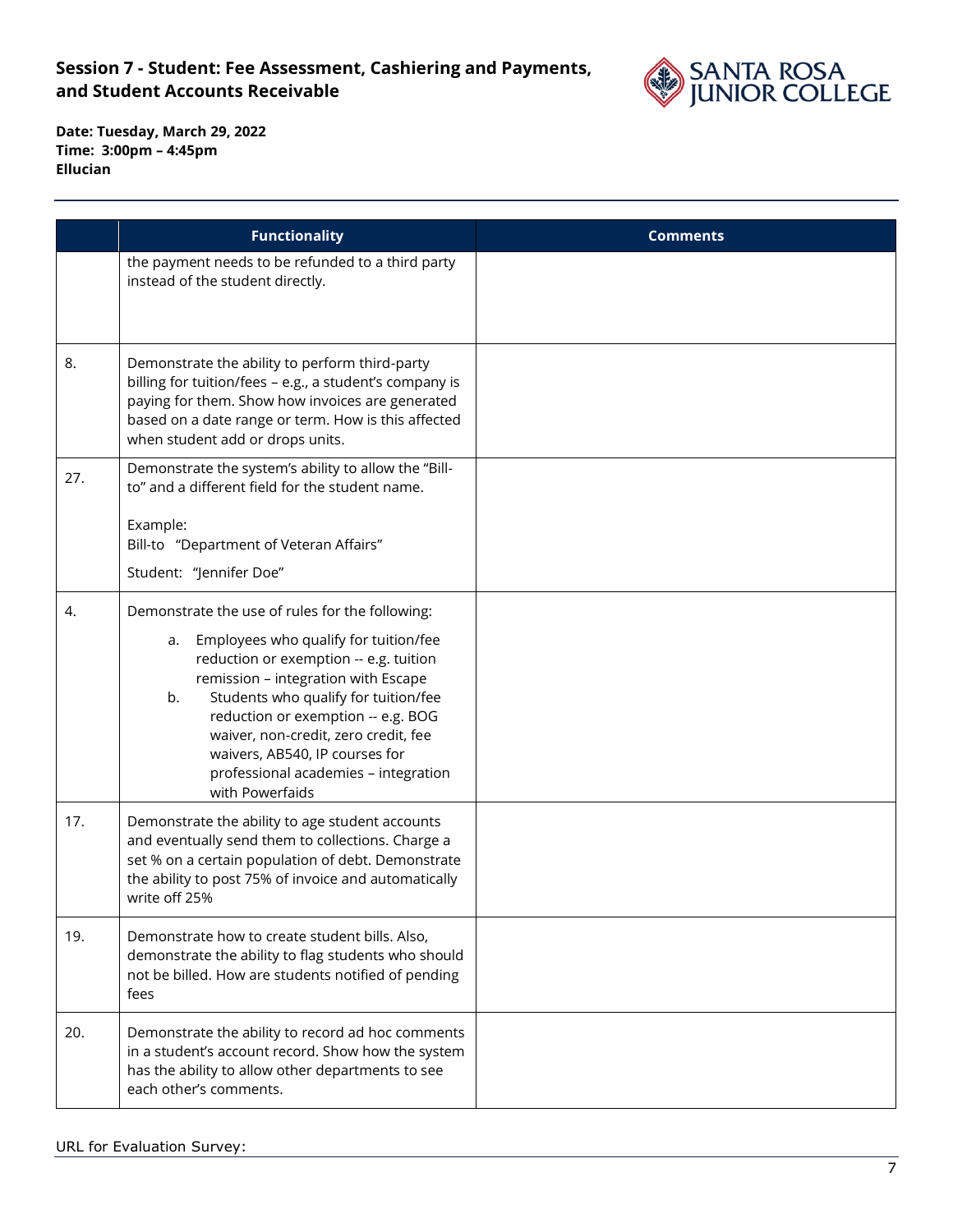## Session 7 - Student: Fee Assessment, Cashiering and Payments, and Student Accounts Receivable

**Date: Tuesday, March 29, 2022**
**Time: 3:00pm – 4:45pm**
**Ellucian**

| | Functionality | Comments |
|---|---|---|
| | the payment needs to be refunded to a third party instead of the student directly. | |
| 8. | Demonstrate the ability to perform third-party billing for tuition/fees – e.g., a student's company is paying for them. Show how invoices are generated based on a date range or term. How is this affected when student add or drops units. | |
| 27. | Demonstrate the system's ability to allow the "Bill-to" and a different field for the student name.<br><br>Example:<br>Bill-to "Department of Veteran Affairs"<br>Student: "Jennifer Doe" | |
| 4. | Demonstrate the use of rules for the following:<br>a. Employees who qualify for tuition/fee reduction or exemption -- e.g. tuition remission – integration with Escape<br>b. Students who qualify for tuition/fee reduction or exemption -- e.g. BOG waiver, non-credit, zero credit, fee waivers, AB540, IP courses for professional academies – integration with Powerfaids | |
| 17. | Demonstrate the ability to age student accounts and eventually send them to collections. Charge a set % on a certain population of debt. Demonstrate the ability to post 75% of invoice and automatically write off 25% | |
| 19. | Demonstrate how to create student bills. Also, demonstrate the ability to flag students who should not be billed. How are students notified of pending fees | |
| 20. | Demonstrate the ability to record ad hoc comments in a student's account record. Show how the system has the ability to allow other departments to see each other's comments. | |

URL for Evaluation Survey: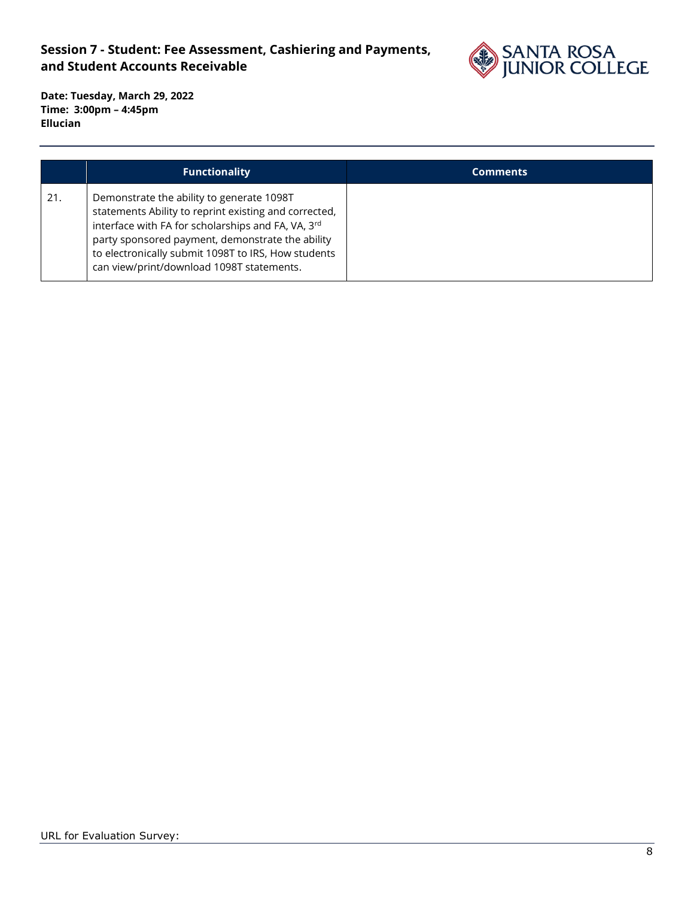**Session 7 - Student: Fee Assessment, Cashiering and Payments, and Student Accounts Receivable**

**Date: Tuesday, March 29, 2022**
**Time: 3:00pm – 4:45pm**
**Ellucian**

| | Functionality | Comments |
|---|---|---|
| 21. | Demonstrate the ability to generate 1098T statements Ability to reprint existing and corrected, interface with FA for scholarships and FA, VA, 3rd party sponsored payment, demonstrate the ability to electronically submit 1098T to IRS, How students can view/print/download 1098T statements. | |

URL for Evaluation Survey: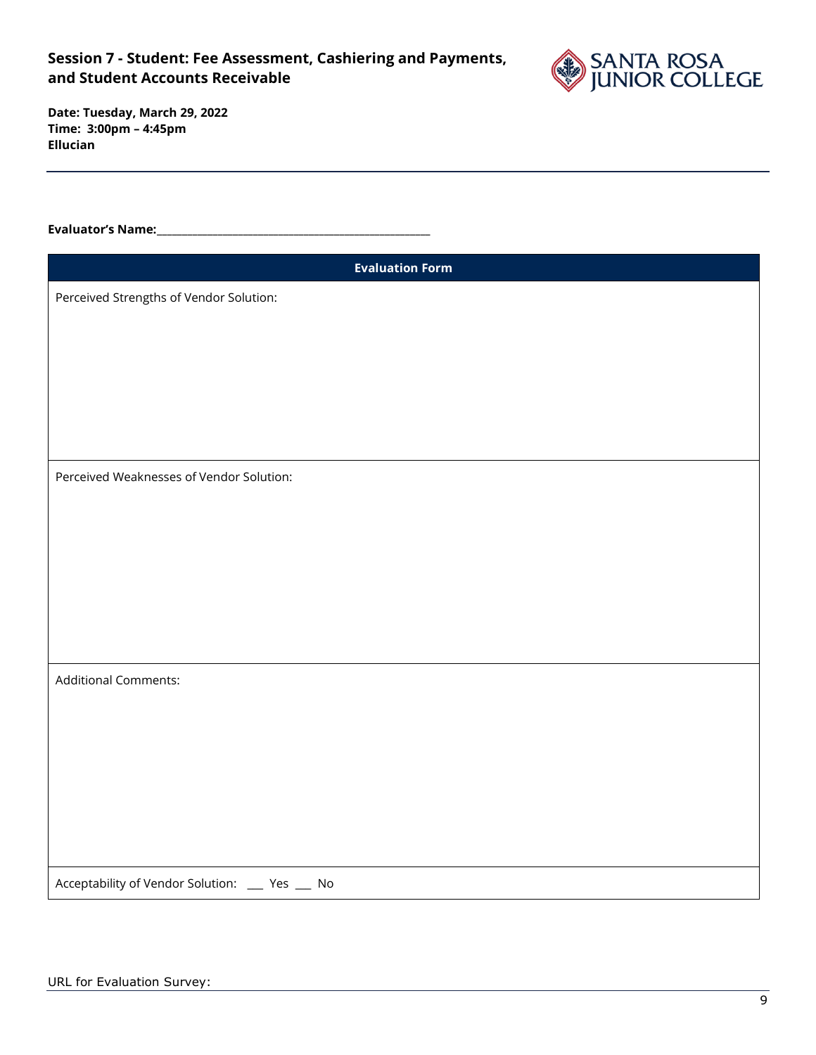**Session 7 - Student: Fee Assessment, Cashiering and Payments, and Student Accounts Receivable**

**Date: Tuesday, March 29, 2022**
**Time: 3:00pm – 4:45pm**
**Ellucian**

**Evaluator's Name:**\_\_\_\_\_\_\_\_\_\_\_\_\_\_\_\_\_\_\_\_\_\_\_\_\_\_\_\_\_\_\_\_\_\_\_\_\_\_\_\_\_\_\_\_\_\_\_\_\_\_

| **Evaluation Form** |
|---|
| Perceived Strengths of Vendor Solution: |
| Perceived Weaknesses of Vendor Solution: |
| Additional Comments: |
| Acceptability of Vendor Solution: \_\_\_ Yes \_\_\_ No |

URL for Evaluation Survey: